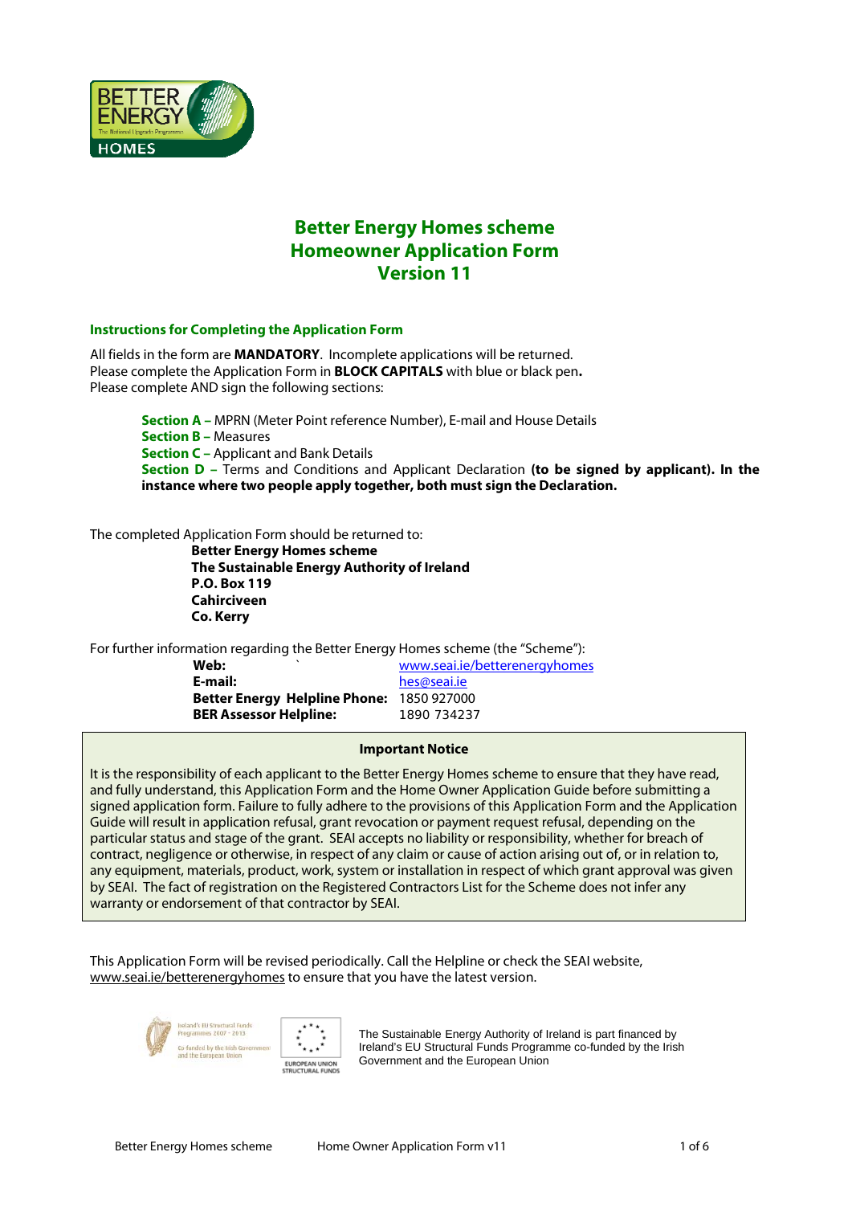# Better Energy Homes scheme
# Homeowner Application Form
# Version 11

### Instructions for Completing the Application Form

All fields in the form are **MANDATORY**. Incomplete applications will be returned.
Please complete the Application Form in **BLOCK CAPITALS** with blue or black pen**.**
Please complete AND sign the following sections:

- **Section A –** MPRN (Meter Point reference Number), E-mail and House Details
- **Section B –** Measures
- **Section C –** Applicant and Bank Details
- **Section D –** Terms and Conditions and Applicant Declaration **(to be signed by applicant). In the instance where two people apply together, both must sign the Declaration.**

The completed Application Form should be returned to:

**Better Energy Homes scheme**
**The Sustainable Energy Authority of Ireland**
**P.O. Box 119**
**Cahirciveen**
**Co. Kerry**

For further information regarding the Better Energy Homes scheme (the "Scheme"):

| | |
|---|---|
| **Web:** | www.seai.ie/betterenergyhomes |
| **E-mail:** | hes@seai.ie |
| **Better Energy Helpline Phone:** | 1850 927000 |
| **BER Assessor Helpline:** | 1890 734237 |

**Important Notice**

It is the responsibility of each applicant to the Better Energy Homes scheme to ensure that they have read, and fully understand, this Application Form and the Home Owner Application Guide before submitting a signed application form. Failure to fully adhere to the provisions of this Application Form and the Application Guide will result in application refusal, grant revocation or payment request refusal, depending on the particular status and stage of the grant. SEAI accepts no liability or responsibility, whether for breach of contract, negligence or otherwise, in respect of any claim or cause of action arising out of, or in relation to, any equipment, materials, product, work, system or installation in respect of which grant approval was given by SEAI. The fact of registration on the Registered Contractors List for the Scheme does not infer any warranty or endorsement of that contractor by SEAI.

This Application Form will be revised periodically. Call the Helpline or check the SEAI website, www.seai.ie/betterenergyhomes to ensure that you have the latest version.

Ireland's EU Structural Funds Programmes 2007 - 2013
Co-funded by the Irish Government and the European Union

EUROPEAN UNION STRUCTURAL FUNDS

The Sustainable Energy Authority of Ireland is part financed by Ireland's EU Structural Funds Programme co-funded by the Irish Government and the European Union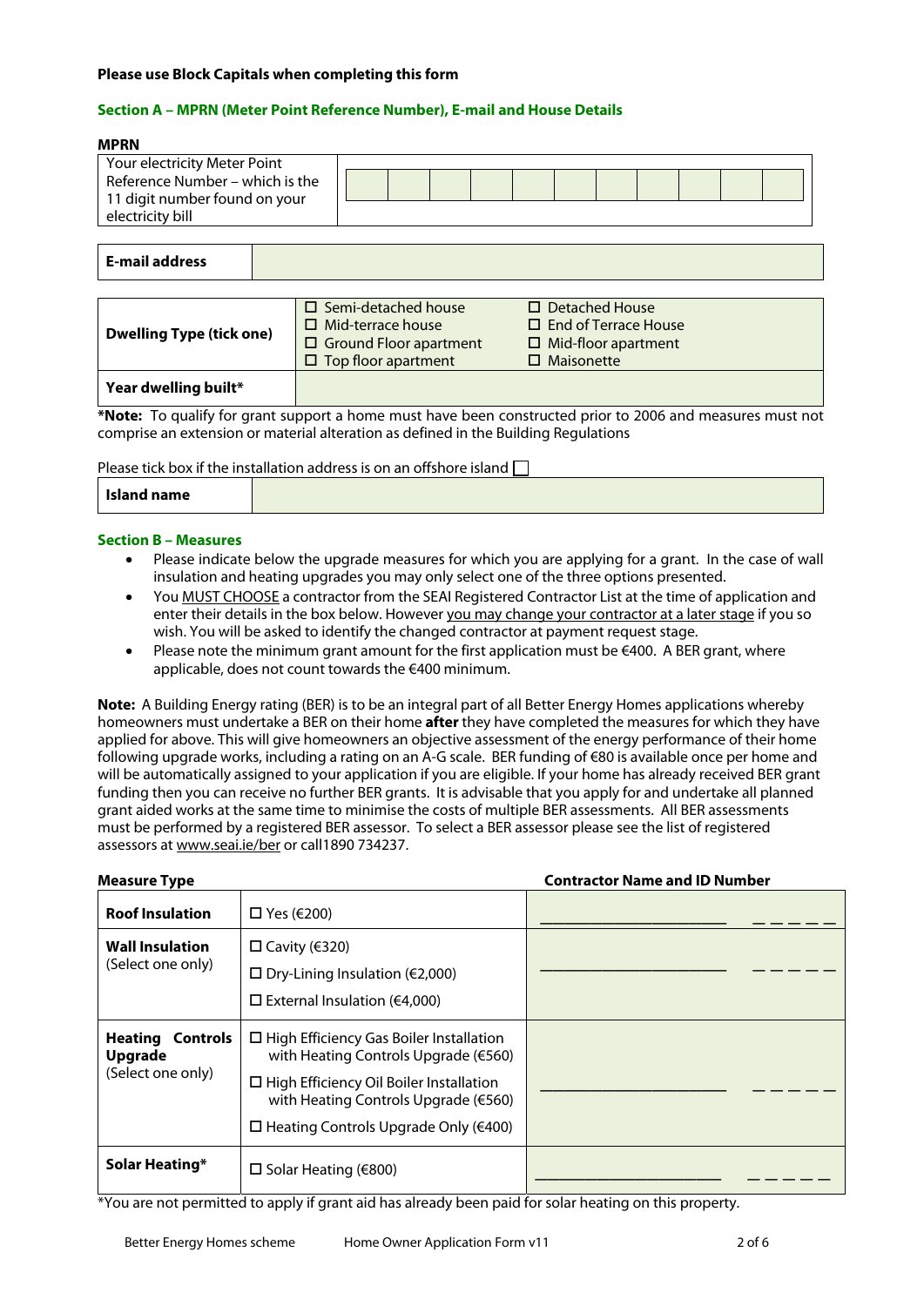**Please use Block Capitals when completing this form**

## Section A – MPRN (Meter Point Reference Number), E-mail and House Details

**MPRN**

| Your electricity Meter Point Reference Number – which is the 11 digit number found on your electricity bill | | | | | | | | | | | |
|---|---|---|---|---|---|---|---|---|---|---|---|

| **E-mail address** | |
|---|---|

| **Dwelling Type (tick one)** | ☐ Semi-detached house<br>☐ Mid-terrace house<br>☐ Ground Floor apartment<br>☐ Top floor apartment | ☐ Detached House<br>☐ End of Terrace House<br>☐ Mid-floor apartment<br>☐ Maisonette |
|---|---|---|
| **Year dwelling built*** | | |

***Note:** To qualify for grant support a home must have been constructed prior to 2006 and measures must not comprise an extension or material alteration as defined in the Building Regulations

Please tick box if the installation address is on an offshore island ☐

| **Island name** | |
|---|---|

## Section B – Measures

- Please indicate below the upgrade measures for which you are applying for a grant. In the case of wall insulation and heating upgrades you may only select one of the three options presented.
- You MUST CHOOSE a contractor from the SEAI Registered Contractor List at the time of application and enter their details in the box below. However you may change your contractor at a later stage if you so wish. You will be asked to identify the changed contractor at payment request stage.
- Please note the minimum grant amount for the first application must be €400. A BER grant, where applicable, does not count towards the €400 minimum.

**Note:** A Building Energy rating (BER) is to be an integral part of all Better Energy Homes applications whereby homeowners must undertake a BER on their home **after** they have completed the measures for which they have applied for above. This will give homeowners an objective assessment of the energy performance of their home following upgrade works, including a rating on an A-G scale. BER funding of €80 is available once per home and will be automatically assigned to your application if you are eligible. If your home has already received BER grant funding then you can receive no further BER grants. It is advisable that you apply for and undertake all planned grant aided works at the same time to minimise the costs of multiple BER assessments. All BER assessments must be performed by a registered BER assessor. To select a BER assessor please see the list of registered assessors at www.seai.ie/ber or call1890 734237.

| **Measure Type** | | **Contractor Name and ID Number** |
|---|---|---|
| **Roof Insulation** | ☐ Yes (€200) | ______________________ _ _ _ _ _ |
| **Wall Insulation** (Select one only) | ☐ Cavity (€320)<br>☐ Dry-Lining Insulation (€2,000)<br>☐ External Insulation (€4,000) | ______________________ _ _ _ _ _ |
| **Heating Controls Upgrade** (Select one only) | ☐ High Efficiency Gas Boiler Installation with Heating Controls Upgrade (€560)<br>☐ High Efficiency Oil Boiler Installation with Heating Controls Upgrade (€560)<br>☐ Heating Controls Upgrade Only (€400) | ______________________ _ _ _ _ _ |
| **Solar Heating*** | ☐ Solar Heating (€800) | ______________________ _ _ _ _ _ |

*You are not permitted to apply if grant aid has already been paid for solar heating on this property.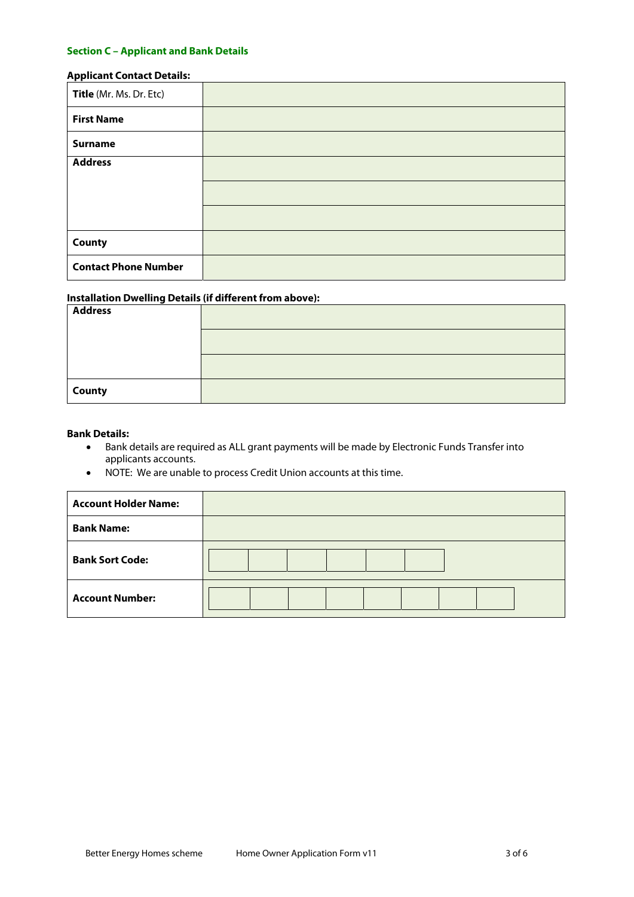## Section C – Applicant and Bank Details

**Applicant Contact Details:**

| | |
|---|---|
| **Title** (Mr. Ms. Dr. Etc) | |
| **First Name** | |
| **Surname** | |
| **Address** | |
| | |
| | |
| **County** | |
| **Contact Phone Number** | |

**Installation Dwelling Details (if different from above):**

| | |
|---|---|
| **Address** | |
| | |
| | |
| **County** | |

**Bank Details:**

- Bank details are required as ALL grant payments will be made by Electronic Funds Transfer into applicants accounts.
- NOTE: We are unable to process Credit Union accounts at this time.

| | | | | | | | | |
|---|---|---|---|---|---|---|---|---|
| **Account Holder Name:** | | | | | | | | |
| **Bank Name:** | | | | | | | | |
| **Bank Sort Code:** | | | | | | | | |
| **Account Number:** | | | | | | | | |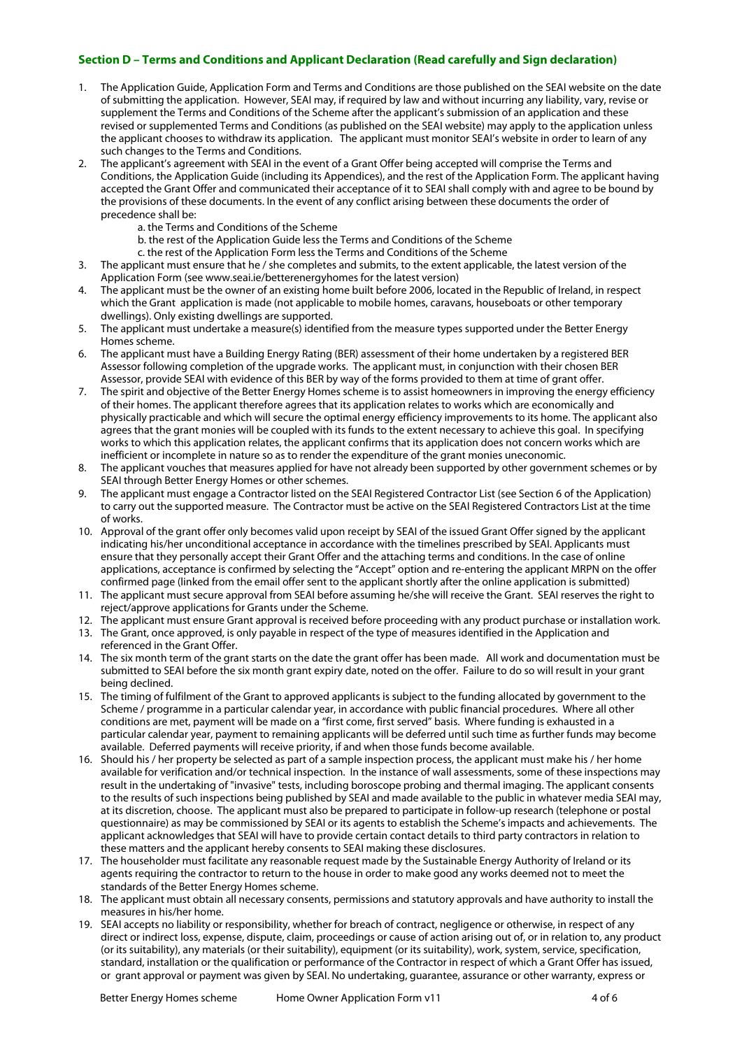## Section D – Terms and Conditions and Applicant Declaration (Read carefully and Sign declaration)

1. The Application Guide, Application Form and Terms and Conditions are those published on the SEAI website on the date of submitting the application. However, SEAI may, if required by law and without incurring any liability, vary, revise or supplement the Terms and Conditions of the Scheme after the applicant's submission of an application and these revised or supplemented Terms and Conditions (as published on the SEAI website) may apply to the application unless the applicant chooses to withdraw its application. The applicant must monitor SEAI's website in order to learn of any such changes to the Terms and Conditions.
2. The applicant's agreement with SEAI in the event of a Grant Offer being accepted will comprise the Terms and Conditions, the Application Guide (including its Appendices), and the rest of the Application Form. The applicant having accepted the Grant Offer and communicated their acceptance of it to SEAI shall comply with and agree to be bound by the provisions of these documents. In the event of any conflict arising between these documents the order of precedence shall be:
   a. the Terms and Conditions of the Scheme
   b. the rest of the Application Guide less the Terms and Conditions of the Scheme
   c. the rest of the Application Form less the Terms and Conditions of the Scheme
3. The applicant must ensure that he / she completes and submits, to the extent applicable, the latest version of the Application Form (see www.seai.ie/betterenergyhomes for the latest version)
4. The applicant must be the owner of an existing home built before 2006, located in the Republic of Ireland, in respect which the Grant application is made (not applicable to mobile homes, caravans, houseboats or other temporary dwellings). Only existing dwellings are supported.
5. The applicant must undertake a measure(s) identified from the measure types supported under the Better Energy Homes scheme.
6. The applicant must have a Building Energy Rating (BER) assessment of their home undertaken by a registered BER Assessor following completion of the upgrade works. The applicant must, in conjunction with their chosen BER Assessor, provide SEAI with evidence of this BER by way of the forms provided to them at time of grant offer.
7. The spirit and objective of the Better Energy Homes scheme is to assist homeowners in improving the energy efficiency of their homes. The applicant therefore agrees that its application relates to works which are economically and physically practicable and which will secure the optimal energy efficiency improvements to its home. The applicant also agrees that the grant monies will be coupled with its funds to the extent necessary to achieve this goal. In specifying works to which this application relates, the applicant confirms that its application does not concern works which are inefficient or incomplete in nature so as to render the expenditure of the grant monies uneconomic.
8. The applicant vouches that measures applied for have not already been supported by other government schemes or by SEAI through Better Energy Homes or other schemes.
9. The applicant must engage a Contractor listed on the SEAI Registered Contractor List (see Section 6 of the Application) to carry out the supported measure. The Contractor must be active on the SEAI Registered Contractors List at the time of works.
10. Approval of the grant offer only becomes valid upon receipt by SEAI of the issued Grant Offer signed by the applicant indicating his/her unconditional acceptance in accordance with the timelines prescribed by SEAI. Applicants must ensure that they personally accept their Grant Offer and the attaching terms and conditions. In the case of online applications, acceptance is confirmed by selecting the "Accept" option and re-entering the applicant MRPN on the offer confirmed page (linked from the email offer sent to the applicant shortly after the online application is submitted)
11. The applicant must secure approval from SEAI before assuming he/she will receive the Grant. SEAI reserves the right to reject/approve applications for Grants under the Scheme.
12. The applicant must ensure Grant approval is received before proceeding with any product purchase or installation work.
13. The Grant, once approved, is only payable in respect of the type of measures identified in the Application and referenced in the Grant Offer.
14. The six month term of the grant starts on the date the grant offer has been made. All work and documentation must be submitted to SEAI before the six month grant expiry date, noted on the offer. Failure to do so will result in your grant being declined.
15. The timing of fulfilment of the Grant to approved applicants is subject to the funding allocated by government to the Scheme / programme in a particular calendar year, in accordance with public financial procedures. Where all other conditions are met, payment will be made on a "first come, first served" basis. Where funding is exhausted in a particular calendar year, payment to remaining applicants will be deferred until such time as further funds may become available. Deferred payments will receive priority, if and when those funds become available.
16. Should his / her property be selected as part of a sample inspection process, the applicant must make his / her home available for verification and/or technical inspection. In the instance of wall assessments, some of these inspections may result in the undertaking of "invasive" tests, including boroscope probing and thermal imaging. The applicant consents to the results of such inspections being published by SEAI and made available to the public in whatever media SEAI may, at its discretion, choose. The applicant must also be prepared to participate in follow-up research (telephone or postal questionnaire) as may be commissioned by SEAI or its agents to establish the Scheme's impacts and achievements. The applicant acknowledges that SEAI will have to provide certain contact details to third party contractors in relation to these matters and the applicant hereby consents to SEAI making these disclosures.
17. The householder must facilitate any reasonable request made by the Sustainable Energy Authority of Ireland or its agents requiring the contractor to return to the house in order to make good any works deemed not to meet the standards of the Better Energy Homes scheme.
18. The applicant must obtain all necessary consents, permissions and statutory approvals and have authority to install the measures in his/her home.
19. SEAI accepts no liability or responsibility, whether for breach of contract, negligence or otherwise, in respect of any direct or indirect loss, expense, dispute, claim, proceedings or cause of action arising out of, or in relation to, any product (or its suitability), any materials (or their suitability), equipment (or its suitability), work, system, service, specification, standard, installation or the qualification or performance of the Contractor in respect of which a Grant Offer has issued, or grant approval or payment was given by SEAI. No undertaking, guarantee, assurance or other warranty, express or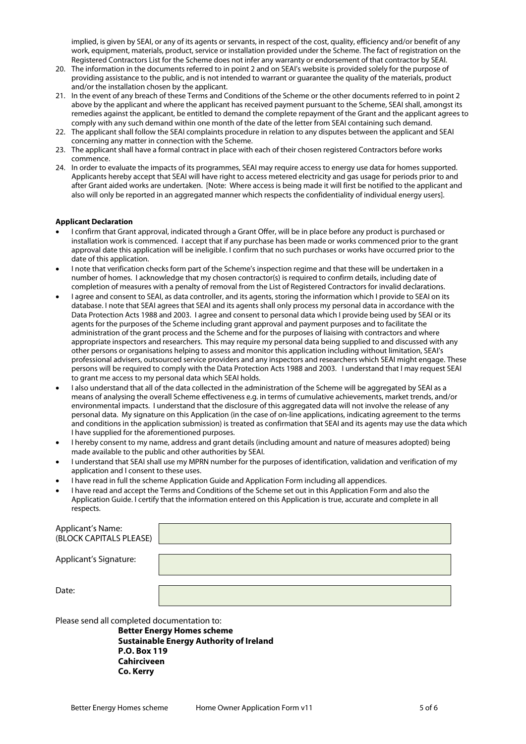implied, is given by SEAI, or any of its agents or servants, in respect of the cost, quality, efficiency and/or benefit of any work, equipment, materials, product, service or installation provided under the Scheme. The fact of registration on the Registered Contractors List for the Scheme does not infer any warranty or endorsement of that contractor by SEAI.

20. The information in the documents referred to in point 2 and on SEAI's website is provided solely for the purpose of providing assistance to the public, and is not intended to warrant or guarantee the quality of the materials, product and/or the installation chosen by the applicant.
21. In the event of any breach of these Terms and Conditions of the Scheme or the other documents referred to in point 2 above by the applicant and where the applicant has received payment pursuant to the Scheme, SEAI shall, amongst its remedies against the applicant, be entitled to demand the complete repayment of the Grant and the applicant agrees to comply with any such demand within one month of the date of the letter from SEAI containing such demand.
22. The applicant shall follow the SEAI complaints procedure in relation to any disputes between the applicant and SEAI concerning any matter in connection with the Scheme.
23. The applicant shall have a formal contract in place with each of their chosen registered Contractors before works commence.
24. In order to evaluate the impacts of its programmes, SEAI may require access to energy use data for homes supported. Applicants hereby accept that SEAI will have right to access metered electricity and gas usage for periods prior to and after Grant aided works are undertaken. [Note: Where access is being made it will first be notified to the applicant and also will only be reported in an aggregated manner which respects the confidentiality of individual energy users].

**Applicant Declaration**

- I confirm that Grant approval, indicated through a Grant Offer, will be in place before any product is purchased or installation work is commenced. I accept that if any purchase has been made or works commenced prior to the grant approval date this application will be ineligible. I confirm that no such purchases or works have occurred prior to the date of this application.
- I note that verification checks form part of the Scheme's inspection regime and that these will be undertaken in a number of homes. I acknowledge that my chosen contractor(s) is required to confirm details, including date of completion of measures with a penalty of removal from the List of Registered Contractors for invalid declarations.
- I agree and consent to SEAI, as data controller, and its agents, storing the information which I provide to SEAI on its database. I note that SEAI agrees that SEAI and its agents shall only process my personal data in accordance with the Data Protection Acts 1988 and 2003. I agree and consent to personal data which I provide being used by SEAI or its agents for the purposes of the Scheme including grant approval and payment purposes and to facilitate the administration of the grant process and the Scheme and for the purposes of liaising with contractors and where appropriate inspectors and researchers. This may require my personal data being supplied to and discussed with any other persons or organisations helping to assess and monitor this application including without limitation, SEAI's professional advisers, outsourced service providers and any inspectors and researchers which SEAI might engage. These persons will be required to comply with the Data Protection Acts 1988 and 2003. I understand that I may request SEAI to grant me access to my personal data which SEAI holds.
- I also understand that all of the data collected in the administration of the Scheme will be aggregated by SEAI as a means of analysing the overall Scheme effectiveness e.g. in terms of cumulative achievements, market trends, and/or environmental impacts. I understand that the disclosure of this aggregated data will not involve the release of any personal data. My signature on this Application (in the case of on-line applications, indicating agreement to the terms and conditions in the application submission) is treated as confirmation that SEAI and its agents may use the data which I have supplied for the aforementioned purposes.
- I hereby consent to my name, address and grant details (including amount and nature of measures adopted) being made available to the public and other authorities by SEAI.
- I understand that SEAI shall use my MPRN number for the purposes of identification, validation and verification of my application and I consent to these uses.
- I have read in full the scheme Application Guide and Application Form including all appendices.
- I have read and accept the Terms and Conditions of the Scheme set out in this Application Form and also the Application Guide. I certify that the information entered on this Application is true, accurate and complete in all respects.

| | |
|---|---|
| Applicant's Name: (BLOCK CAPITALS PLEASE) | |
| Applicant's Signature: | |
| Date: | |

Please send all completed documentation to:

**Better Energy Homes scheme**
**Sustainable Energy Authority of Ireland**
**P.O. Box 119**
**Cahirciveen**
**Co. Kerry**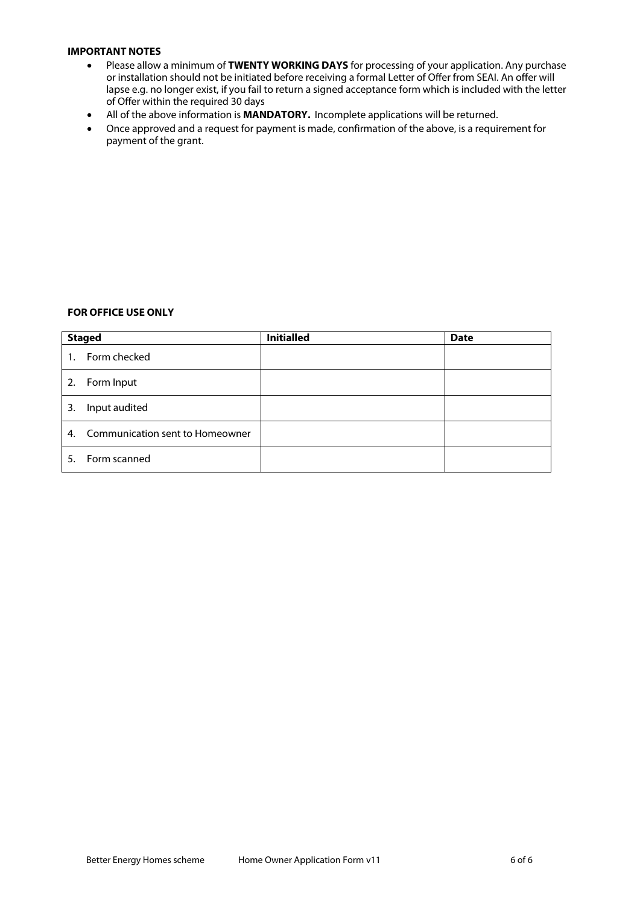**IMPORTANT NOTES**

- Please allow a minimum of **TWENTY WORKING DAYS** for processing of your application. Any purchase or installation should not be initiated before receiving a formal Letter of Offer from SEAI. An offer will lapse e.g. no longer exist, if you fail to return a signed acceptance form which is included with the letter of Offer within the required 30 days
- All of the above information is **MANDATORY.** Incomplete applications will be returned.
- Once approved and a request for payment is made, confirmation of the above, is a requirement for payment of the grant.

**FOR OFFICE USE ONLY**

| Staged | Initialled | Date |
|---|---|---|
| 1. Form checked | | |
| 2. Form Input | | |
| 3. Input audited | | |
| 4. Communication sent to Homeowner | | |
| 5. Form scanned | | |